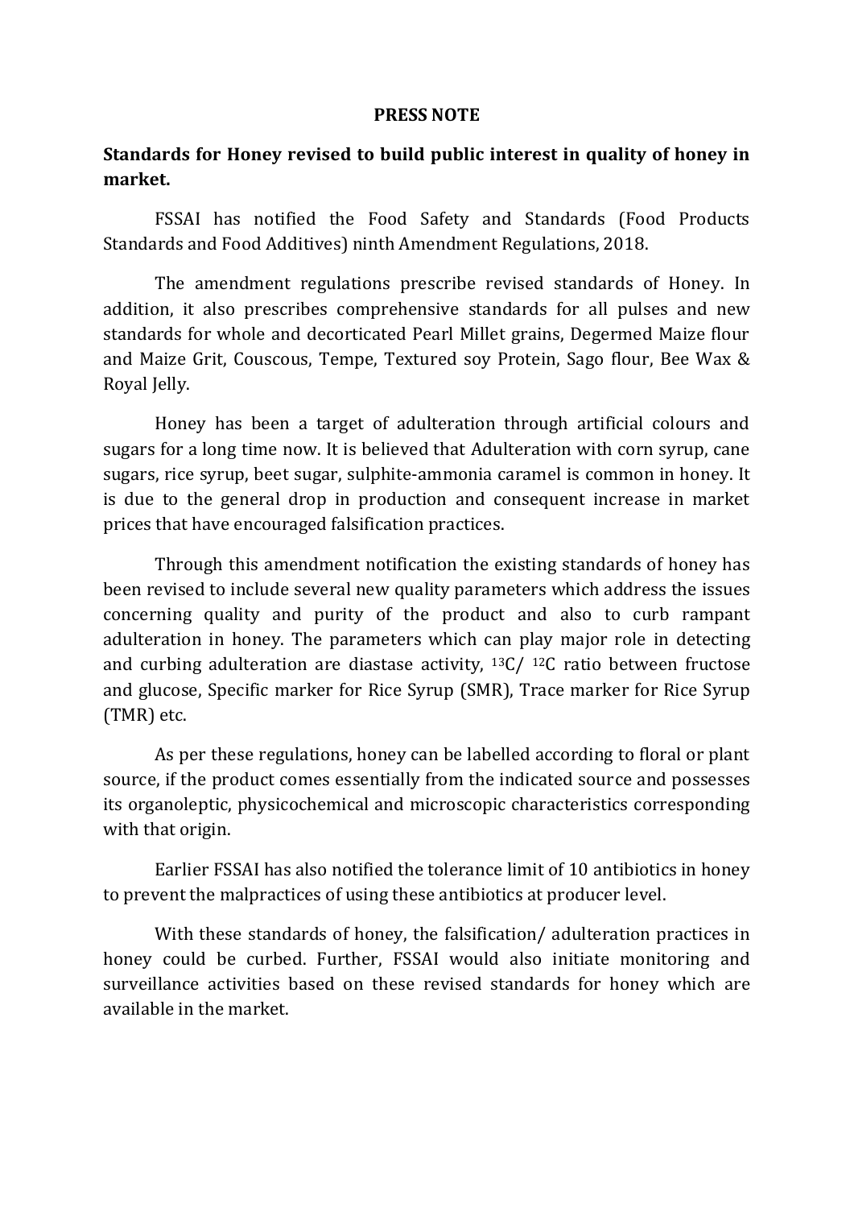**PRESS NOTE**

**Standards for Honey revised to build public interest in quality of honey in market.**

FSSAI has notified the Food Safety and Standards (Food Products Standards and Food Additives) ninth Amendment Regulations, 2018.

The amendment regulations prescribe revised standards of Honey. In addition, it also prescribes comprehensive standards for all pulses and new standards for whole and decorticated Pearl Millet grains, Degermed Maize flour and Maize Grit, Couscous, Tempe, Textured soy Protein, Sago flour, Bee Wax & Royal Jelly.

Honey has been a target of adulteration through artificial colours and sugars for a long time now. It is believed that Adulteration with corn syrup, cane sugars, rice syrup, beet sugar, sulphite-ammonia caramel is common in honey. It is due to the general drop in production and consequent increase in market prices that have encouraged falsification practices.

Through this amendment notification the existing standards of honey has been revised to include several new quality parameters which address the issues concerning quality and purity of the product and also to curb rampant adulteration in honey. The parameters which can play major role in detecting and curbing adulteration are diastase activity, $^{13}C/ ^{12}C$ ratio between fructose and glucose, Specific marker for Rice Syrup (SMR), Trace marker for Rice Syrup (TMR) etc.

As per these regulations, honey can be labelled according to floral or plant source, if the product comes essentially from the indicated source and possesses its organoleptic, physicochemical and microscopic characteristics corresponding with that origin.

Earlier FSSAI has also notified the tolerance limit of 10 antibiotics in honey to prevent the malpractices of using these antibiotics at producer level.

With these standards of honey, the falsification/ adulteration practices in honey could be curbed. Further, FSSAI would also initiate monitoring and surveillance activities based on these revised standards for honey which are available in the market.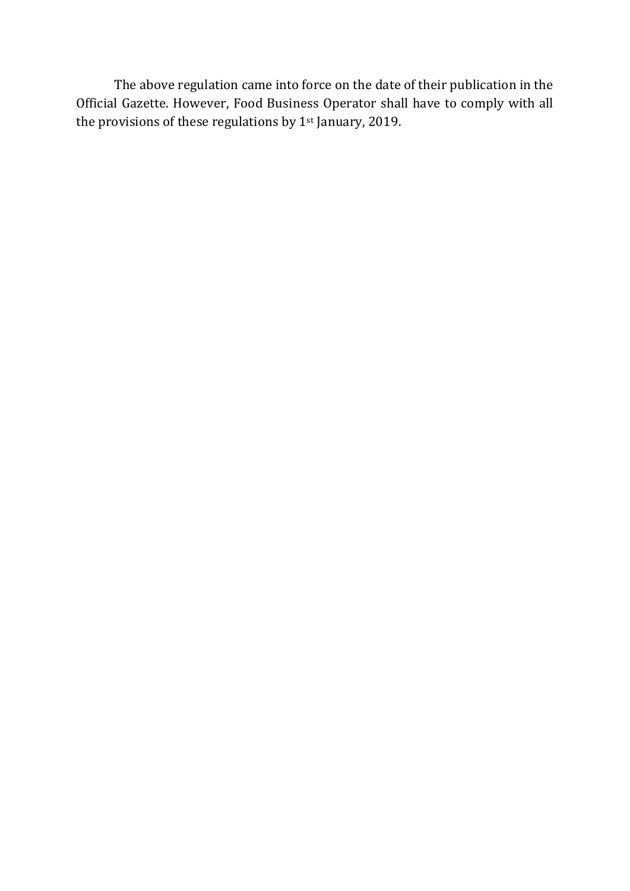The above regulation came into force on the date of their publication in the Official Gazette. However, Food Business Operator shall have to comply with all the provisions of these regulations by 1st January, 2019.